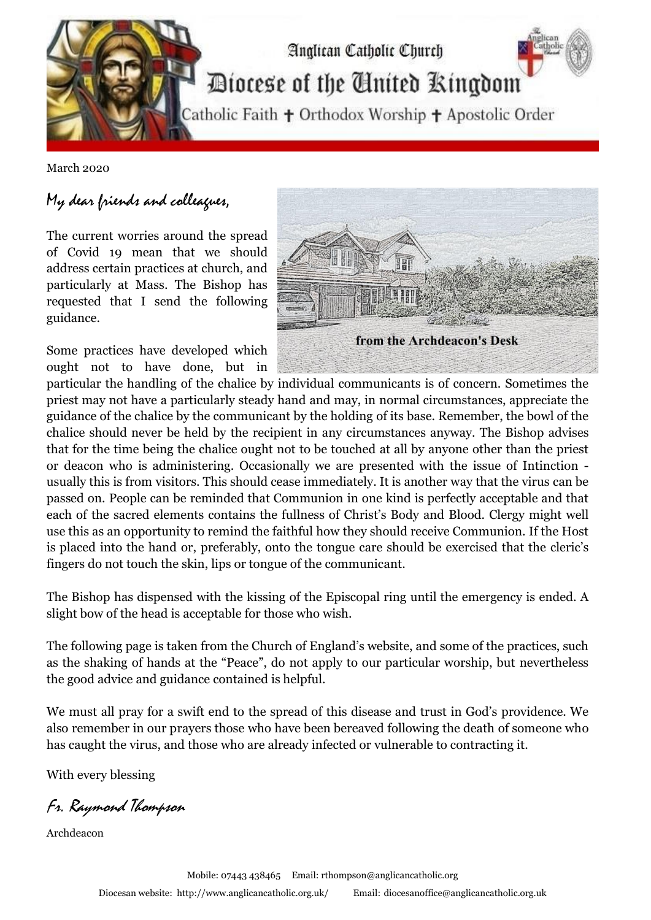# Anglican Catholic Church

## Diocese of the United Kingdom

Catholic Faith ✝ Orthodox Worship ✝ Apostolic Order

March 2020

*My dear friends and colleagues,*

The current worries around the spread of Covid 19 mean that we should address certain practices at church, and particularly at Mass. The Bishop has requested that I send the following guidance.

from the Archdeacon's Desk

Some practices have developed which ought not to have done, but in particular the handling of the chalice by individual communicants is of concern. Sometimes the priest may not have a particularly steady hand and may, in normal circumstances, appreciate the guidance of the chalice by the communicant by the holding of its base. Remember, the bowl of the chalice should never be held by the recipient in any circumstances anyway. The Bishop advises that for the time being the chalice ought not to be touched at all by anyone other than the priest or deacon who is administering. Occasionally we are presented with the issue of Intinction - usually this is from visitors. This should cease immediately. It is another way that the virus can be passed on. People can be reminded that Communion in one kind is perfectly acceptable and that each of the sacred elements contains the fullness of Christ's Body and Blood. Clergy might well use this as an opportunity to remind the faithful how they should receive Communion. If the Host is placed into the hand or, preferably, onto the tongue care should be exercised that the cleric's fingers do not touch the skin, lips or tongue of the communicant.

The Bishop has dispensed with the kissing of the Episcopal ring until the emergency is ended. A slight bow of the head is acceptable for those who wish.

The following page is taken from the Church of England's website, and some of the practices, such as the shaking of hands at the "Peace", do not apply to our particular worship, but nevertheless the good advice and guidance contained is helpful.

We must all pray for a swift end to the spread of this disease and trust in God's providence. We also remember in our prayers those who have been bereaved following the death of someone who has caught the virus, and those who are already infected or vulnerable to contracting it.

With every blessing

*Fr. Raymond Thompson*

Archdeacon

Mobile: 07443 438465 Email: rthompson@anglicancatholic.org

Diocesan website: http://www.anglicancatholic.org.uk/ Email: diocesanoffice@anglicancatholic.org.uk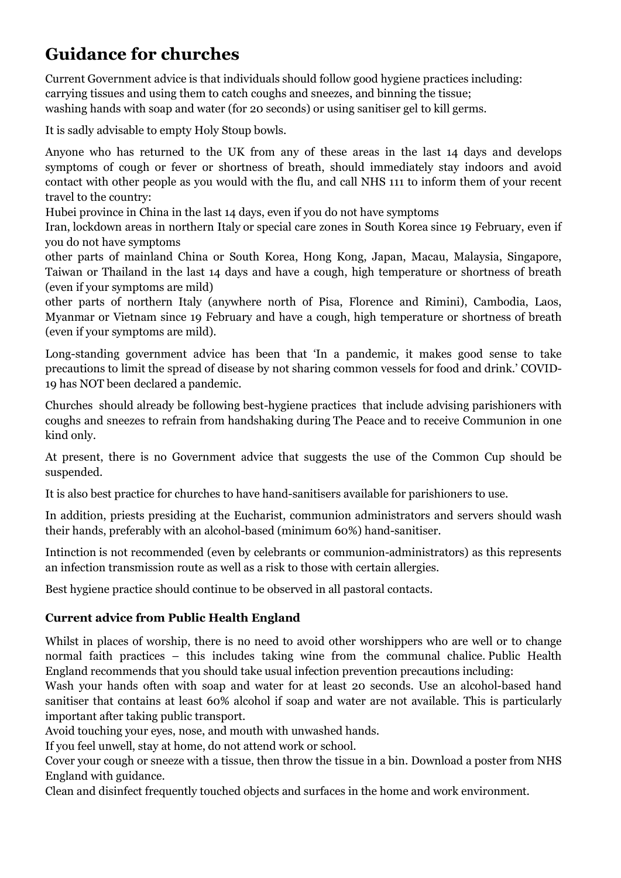# Guidance for churches

Current Government advice is that individuals should follow good hygiene practices including:
carrying tissues and using them to catch coughs and sneezes, and binning the tissue;
washing hands with soap and water (for 20 seconds) or using sanitiser gel to kill germs.

It is sadly advisable to empty Holy Stoup bowls.

Anyone who has returned to the UK from any of these areas in the last 14 days and develops symptoms of cough or fever or shortness of breath, should immediately stay indoors and avoid contact with other people as you would with the flu, and call NHS 111 to inform them of your recent travel to the country:
Hubei province in China in the last 14 days, even if you do not have symptoms
Iran, lockdown areas in northern Italy or special care zones in South Korea since 19 February, even if you do not have symptoms
other parts of mainland China or South Korea, Hong Kong, Japan, Macau, Malaysia, Singapore, Taiwan or Thailand in the last 14 days and have a cough, high temperature or shortness of breath (even if your symptoms are mild)
other parts of northern Italy (anywhere north of Pisa, Florence and Rimini), Cambodia, Laos, Myanmar or Vietnam since 19 February and have a cough, high temperature or shortness of breath (even if your symptoms are mild).

Long-standing government advice has been that 'In a pandemic, it makes good sense to take precautions to limit the spread of disease by not sharing common vessels for food and drink.' COVID-19 has NOT been declared a pandemic.

Churches should already be following best-hygiene practices that include advising parishioners with coughs and sneezes to refrain from handshaking during The Peace and to receive Communion in one kind only.

At present, there is no Government advice that suggests the use of the Common Cup should be suspended.

It is also best practice for churches to have hand-sanitisers available for parishioners to use.

In addition, priests presiding at the Eucharist, communion administrators and servers should wash their hands, preferably with an alcohol-based (minimum 60%) hand-sanitiser.

Intinction is not recommended (even by celebrants or communion-administrators) as this represents an infection transmission route as well as a risk to those with certain allergies.

Best hygiene practice should continue to be observed in all pastoral contacts.

### Current advice from Public Health England

Whilst in places of worship, there is no need to avoid other worshippers who are well or to change normal faith practices – this includes taking wine from the communal chalice. Public Health England recommends that you should take usual infection prevention precautions including:
Wash your hands often with soap and water for at least 20 seconds. Use an alcohol-based hand sanitiser that contains at least 60% alcohol if soap and water are not available. This is particularly important after taking public transport.
Avoid touching your eyes, nose, and mouth with unwashed hands.
If you feel unwell, stay at home, do not attend work or school.
Cover your cough or sneeze with a tissue, then throw the tissue in a bin. Download a poster from NHS England with guidance.
Clean and disinfect frequently touched objects and surfaces in the home and work environment.